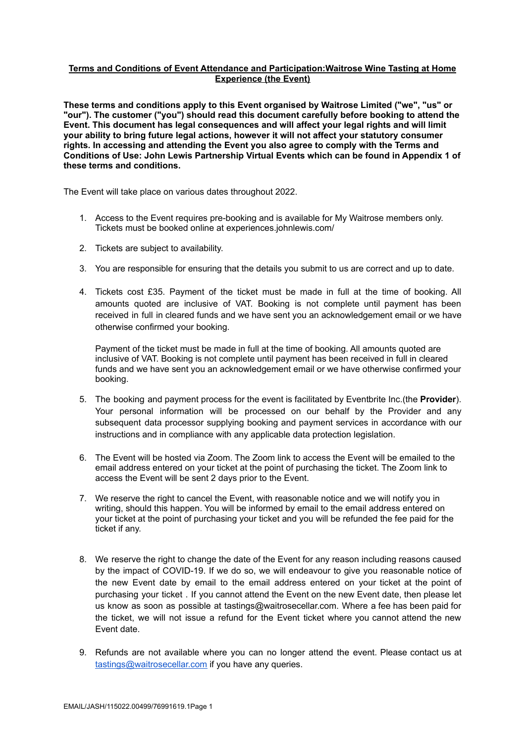**Terms and Conditions of Event Attendance and Participation:Waitrose Wine Tasting at Home Experience (the Event)**

**These terms and conditions apply to this Event organised by Waitrose Limited ("we", "us" or "our"). The customer ("you") should read this document carefully before booking to attend the Event. This document has legal consequences and will affect your legal rights and will limit your ability to bring future legal actions, however it will not affect your statutory consumer rights. In accessing and attending the Event you also agree to comply with the Terms and Conditions of Use: John Lewis Partnership Virtual Events which can be found in Appendix 1 of these terms and conditions.**

The Event will take place on various dates throughout 2022.

1. Access to the Event requires pre-booking and is available for My Waitrose members only. Tickets must be booked online at experiences.johnlewis.com/

2. Tickets are subject to availability.

3. You are responsible for ensuring that the details you submit to us are correct and up to date.

4. Tickets cost £35. Payment of the ticket must be made in full at the time of booking. All amounts quoted are inclusive of VAT. Booking is not complete until payment has been received in full in cleared funds and we have sent you an acknowledgement email or we have otherwise confirmed your booking.

   Payment of the ticket must be made in full at the time of booking. All amounts quoted are inclusive of VAT. Booking is not complete until payment has been received in full in cleared funds and we have sent you an acknowledgement email or we have otherwise confirmed your booking.

5. The booking and payment process for the event is facilitated by Eventbrite Inc.(the **Provider**). Your personal information will be processed on our behalf by the Provider and any subsequent data processor supplying booking and payment services in accordance with our instructions and in compliance with any applicable data protection legislation.

6. The Event will be hosted via Zoom. The Zoom link to access the Event will be emailed to the email address entered on your ticket at the point of purchasing the ticket. The Zoom link to access the Event will be sent 2 days prior to the Event.

7. We reserve the right to cancel the Event, with reasonable notice and we will notify you in writing, should this happen. You will be informed by email to the email address entered on your ticket at the point of purchasing your ticket and you will be refunded the fee paid for the ticket if any.

8. We reserve the right to change the date of the Event for any reason including reasons caused by the impact of COVID-19. If we do so, we will endeavour to give you reasonable notice of the new Event date by email to the email address entered on your ticket at the point of purchasing your ticket . If you cannot attend the Event on the new Event date, then please let us know as soon as possible at tastings@waitrosecellar.com. Where a fee has been paid for the ticket, we will not issue a refund for the Event ticket where you cannot attend the new Event date.

9. Refunds are not available where you can no longer attend the event. Please contact us at tastings@waitrosecellar.com if you have any queries.

EMAIL/JASH/115022.00499/76991619.1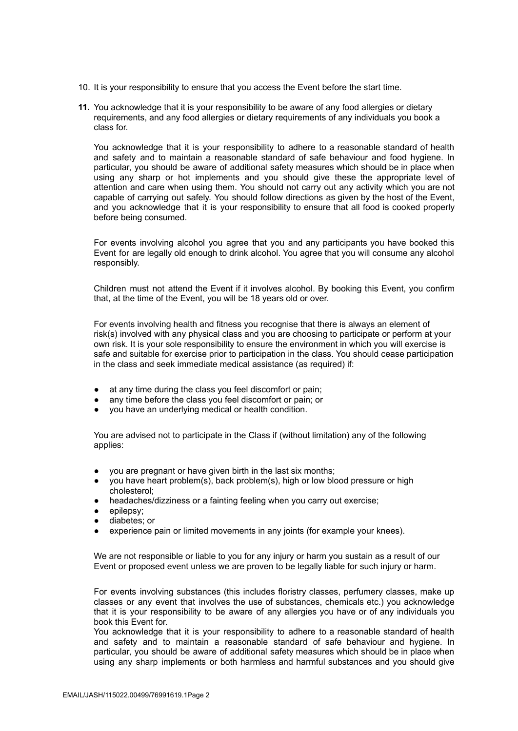10. It is your responsibility to ensure that you access the Event before the start time.

11. You acknowledge that it is your responsibility to be aware of any food allergies or dietary requirements, and any food allergies or dietary requirements of any individuals you book a class for.

    You acknowledge that it is your responsibility to adhere to a reasonable standard of health and safety and to maintain a reasonable standard of safe behaviour and food hygiene. In particular, you should be aware of additional safety measures which should be in place when using any sharp or hot implements and you should give these the appropriate level of attention and care when using them. You should not carry out any activity which you are not capable of carrying out safely. You should follow directions as given by the host of the Event, and you acknowledge that it is your responsibility to ensure that all food is cooked properly before being consumed.

    For events involving alcohol you agree that you and any participants you have booked this Event for are legally old enough to drink alcohol. You agree that you will consume any alcohol responsibly.

    Children must not attend the Event if it involves alcohol. By booking this Event, you confirm that, at the time of the Event, you will be 18 years old or over.

    For events involving health and fitness you recognise that there is always an element of risk(s) involved with any physical class and you are choosing to participate or perform at your own risk. It is your sole responsibility to ensure the environment in which you will exercise is safe and suitable for exercise prior to participation in the class. You should cease participation in the class and seek immediate medical assistance (as required) if:

    - at any time during the class you feel discomfort or pain;
    - any time before the class you feel discomfort or pain; or
    - you have an underlying medical or health condition.

    You are advised not to participate in the Class if (without limitation) any of the following applies:

    - you are pregnant or have given birth in the last six months;
    - you have heart problem(s), back problem(s), high or low blood pressure or high cholesterol;
    - headaches/dizziness or a fainting feeling when you carry out exercise;
    - epilepsy;
    - diabetes; or
    - experience pain or limited movements in any joints (for example your knees).

    We are not responsible or liable to you for any injury or harm you sustain as a result of our Event or proposed event unless we are proven to be legally liable for such injury or harm.

    For events involving substances (this includes floristry classes, perfumery classes, make up classes or any event that involves the use of substances, chemicals etc.) you acknowledge that it is your responsibility to be aware of any allergies you have or of any individuals you book this Event for.
    You acknowledge that it is your responsibility to adhere to a reasonable standard of health and safety and to maintain a reasonable standard of safe behaviour and hygiene. In particular, you should be aware of additional safety measures which should be in place when using any sharp implements or both harmless and harmful substances and you should give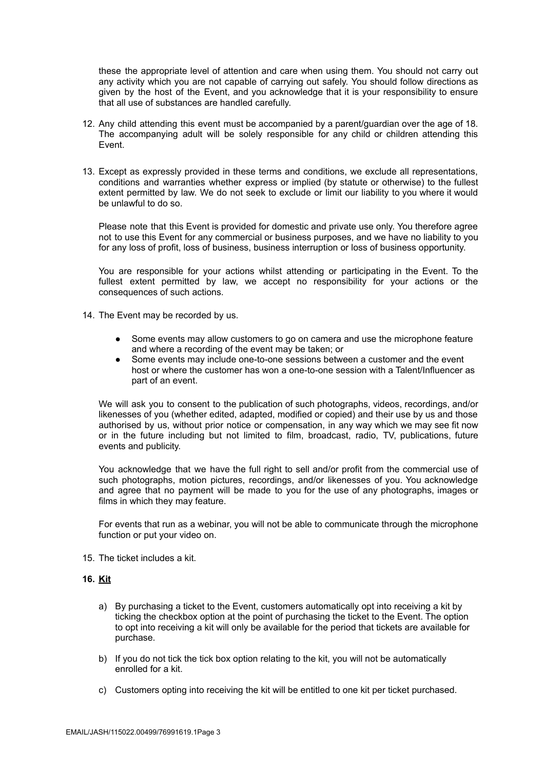these the appropriate level of attention and care when using them. You should not carry out any activity which you are not capable of carrying out safely. You should follow directions as given by the host of the Event, and you acknowledge that it is your responsibility to ensure that all use of substances are handled carefully.

12. Any child attending this event must be accompanied by a parent/guardian over the age of 18. The accompanying adult will be solely responsible for any child or children attending this Event.

13. Except as expressly provided in these terms and conditions, we exclude all representations, conditions and warranties whether express or implied (by statute or otherwise) to the fullest extent permitted by law. We do not seek to exclude or limit our liability to you where it would be unlawful to do so.

    Please note that this Event is provided for domestic and private use only. You therefore agree not to use this Event for any commercial or business purposes, and we have no liability to you for any loss of profit, loss of business, business interruption or loss of business opportunity.

    You are responsible for your actions whilst attending or participating in the Event. To the fullest extent permitted by law, we accept no responsibility for your actions or the consequences of such actions.

14. The Event may be recorded by us.

    - Some events may allow customers to go on camera and use the microphone feature and where a recording of the event may be taken; or
    - Some events may include one-to-one sessions between a customer and the event host or where the customer has won a one-to-one session with a Talent/Influencer as part of an event.

    We will ask you to consent to the publication of such photographs, videos, recordings, and/or likenesses of you (whether edited, adapted, modified or copied) and their use by us and those authorised by us, without prior notice or compensation, in any way which we may see fit now or in the future including but not limited to film, broadcast, radio, TV, publications, future events and publicity.

    You acknowledge that we have the full right to sell and/or profit from the commercial use of such photographs, motion pictures, recordings, and/or likenesses of you. You acknowledge and agree that no payment will be made to you for the use of any photographs, images or films in which they may feature.

    For events that run as a webinar, you will not be able to communicate through the microphone function or put your video on.

15. The ticket includes a kit.

16. **<u>Kit</u>**

    a) By purchasing a ticket to the Event, customers automatically opt into receiving a kit by ticking the checkbox option at the point of purchasing the ticket to the Event. The option to opt into receiving a kit will only be available for the period that tickets are available for purchase.

    b) If you do not tick the tick box option relating to the kit, you will not be automatically enrolled for a kit.

    c) Customers opting into receiving the kit will be entitled to one kit per ticket purchased.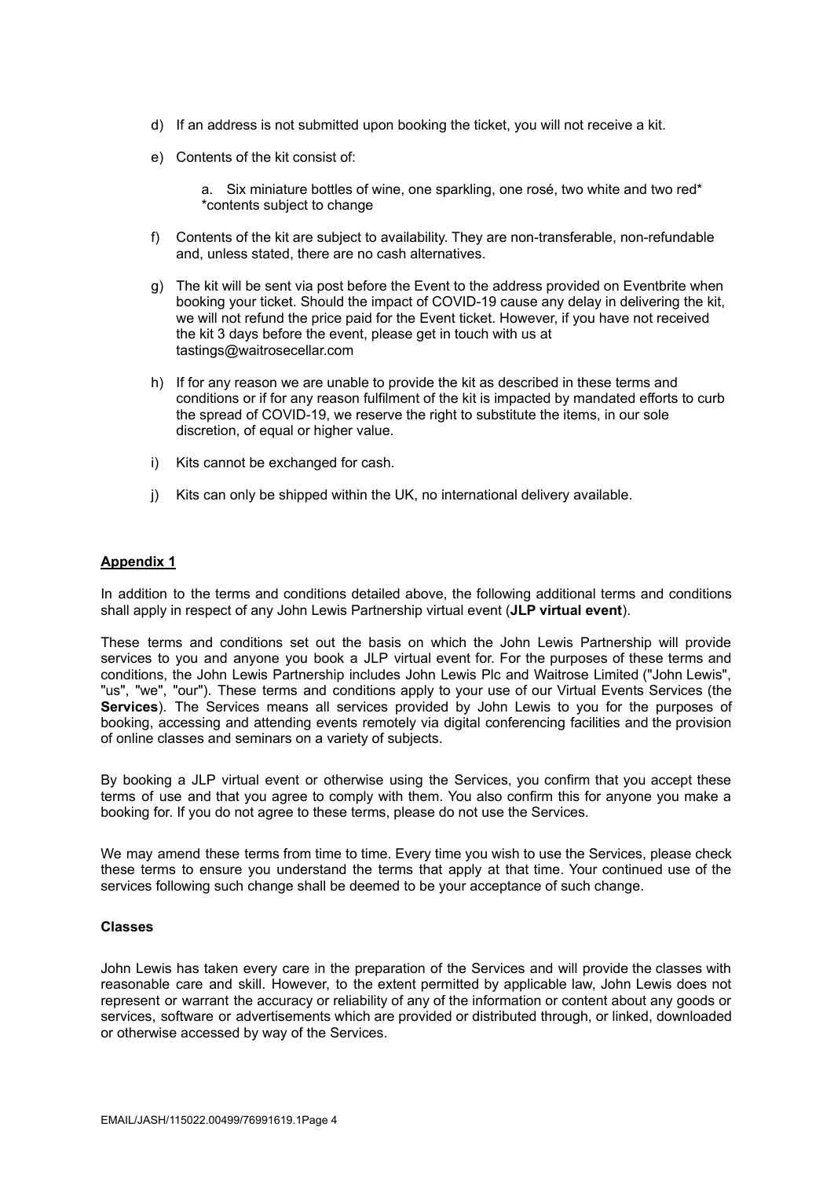d) If an address is not submitted upon booking the ticket, you will not receive a kit.

e) Contents of the kit consist of:

    a. Six miniature bottles of wine, one sparkling, one rosé, two white and two red* *contents subject to change

f) Contents of the kit are subject to availability. They are non-transferable, non-refundable and, unless stated, there are no cash alternatives.

g) The kit will be sent via post before the Event to the address provided on Eventbrite when booking your ticket. Should the impact of COVID-19 cause any delay in delivering the kit, we will not refund the price paid for the Event ticket. However, if you have not received the kit 3 days before the event, please get in touch with us at tastings@waitrosecellar.com

h) If for any reason we are unable to provide the kit as described in these terms and conditions or if for any reason fulfilment of the kit is impacted by mandated efforts to curb the spread of COVID-19, we reserve the right to substitute the items, in our sole discretion, of equal or higher value.

i) Kits cannot be exchanged for cash.

j) Kits can only be shipped within the UK, no international delivery available.

## Appendix 1

In addition to the terms and conditions detailed above, the following additional terms and conditions shall apply in respect of any John Lewis Partnership virtual event (**JLP virtual event**).

These terms and conditions set out the basis on which the John Lewis Partnership will provide services to you and anyone you book a JLP virtual event for. For the purposes of these terms and conditions, the John Lewis Partnership includes John Lewis Plc and Waitrose Limited ("John Lewis", "us", "we", "our"). These terms and conditions apply to your use of our Virtual Events Services (the **Services**). The Services means all services provided by John Lewis to you for the purposes of booking, accessing and attending events remotely via digital conferencing facilities and the provision of online classes and seminars on a variety of subjects.

By booking a JLP virtual event or otherwise using the Services, you confirm that you accept these terms of use and that you agree to comply with them. You also confirm this for anyone you make a booking for. If you do not agree to these terms, please do not use the Services.

We may amend these terms from time to time. Every time you wish to use the Services, please check these terms to ensure you understand the terms that apply at that time. Your continued use of the services following such change shall be deemed to be your acceptance of such change.

### Classes

John Lewis has taken every care in the preparation of the Services and will provide the classes with reasonable care and skill. However, to the extent permitted by applicable law, John Lewis does not represent or warrant the accuracy or reliability of any of the information or content about any goods or services, software or advertisements which are provided or distributed through, or linked, downloaded or otherwise accessed by way of the Services.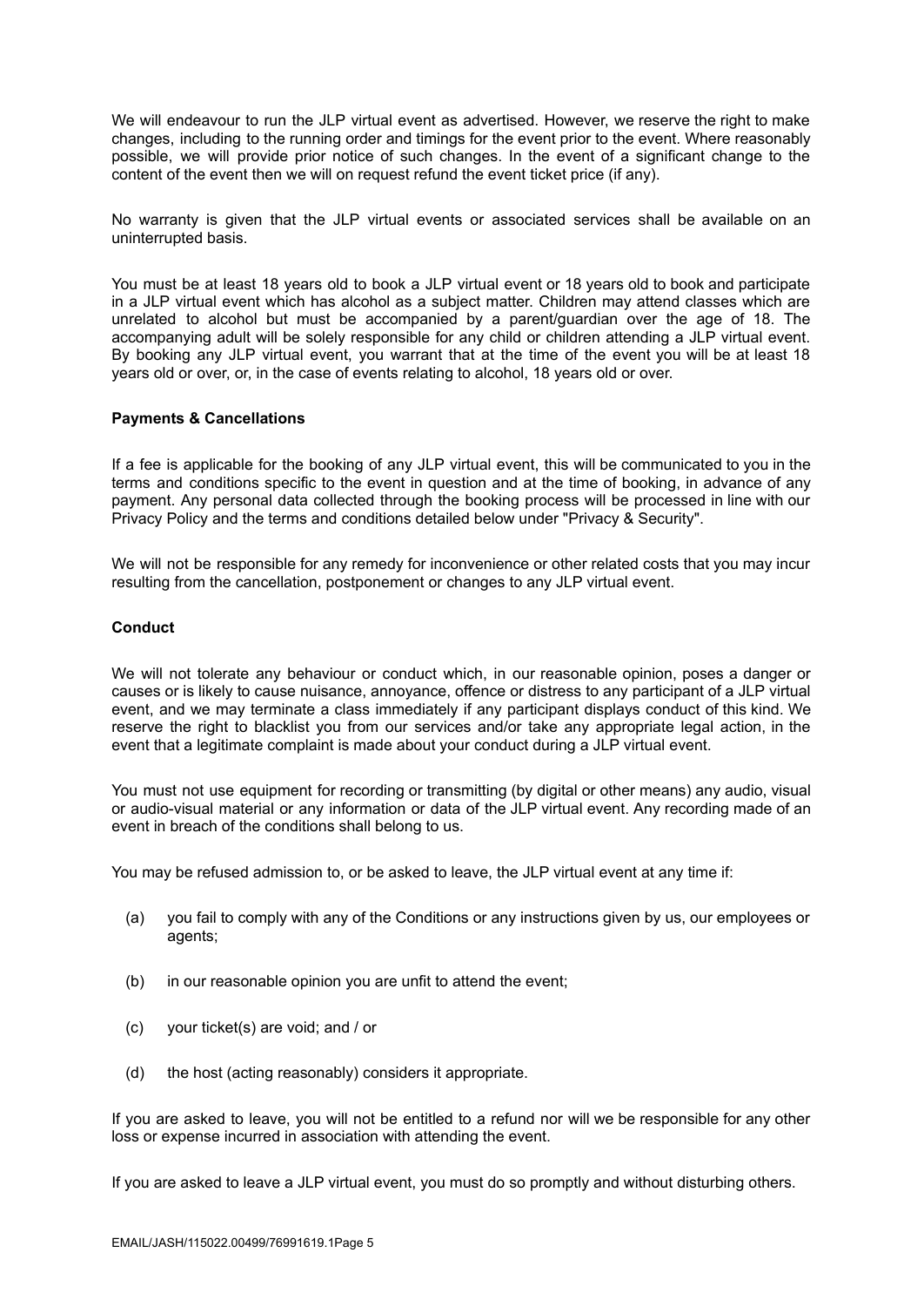We will endeavour to run the JLP virtual event as advertised. However, we reserve the right to make changes, including to the running order and timings for the event prior to the event. Where reasonably possible, we will provide prior notice of such changes. In the event of a significant change to the content of the event then we will on request refund the event ticket price (if any).

No warranty is given that the JLP virtual events or associated services shall be available on an uninterrupted basis.

You must be at least 18 years old to book a JLP virtual event or 18 years old to book and participate in a JLP virtual event which has alcohol as a subject matter. Children may attend classes which are unrelated to alcohol but must be accompanied by a parent/guardian over the age of 18. The accompanying adult will be solely responsible for any child or children attending a JLP virtual event. By booking any JLP virtual event, you warrant that at the time of the event you will be at least 18 years old or over, or, in the case of events relating to alcohol, 18 years old or over.

**Payments & Cancellations**

If a fee is applicable for the booking of any JLP virtual event, this will be communicated to you in the terms and conditions specific to the event in question and at the time of booking, in advance of any payment. Any personal data collected through the booking process will be processed in line with our Privacy Policy and the terms and conditions detailed below under "Privacy & Security".

We will not be responsible for any remedy for inconvenience or other related costs that you may incur resulting from the cancellation, postponement or changes to any JLP virtual event.

**Conduct**

We will not tolerate any behaviour or conduct which, in our reasonable opinion, poses a danger or causes or is likely to cause nuisance, annoyance, offence or distress to any participant of a JLP virtual event, and we may terminate a class immediately if any participant displays conduct of this kind. We reserve the right to blacklist you from our services and/or take any appropriate legal action, in the event that a legitimate complaint is made about your conduct during a JLP virtual event.

You must not use equipment for recording or transmitting (by digital or other means) any audio, visual or audio-visual material or any information or data of the JLP virtual event. Any recording made of an event in breach of the conditions shall belong to us.

You may be refused admission to, or be asked to leave, the JLP virtual event at any time if:

(a) you fail to comply with any of the Conditions or any instructions given by us, our employees or agents;

(b) in our reasonable opinion you are unfit to attend the event;

(c) your ticket(s) are void; and / or

(d) the host (acting reasonably) considers it appropriate.

If you are asked to leave, you will not be entitled to a refund nor will we be responsible for any other loss or expense incurred in association with attending the event.

If you are asked to leave a JLP virtual event, you must do so promptly and without disturbing others.

EMAIL/JASH/115022.00499/76991619.1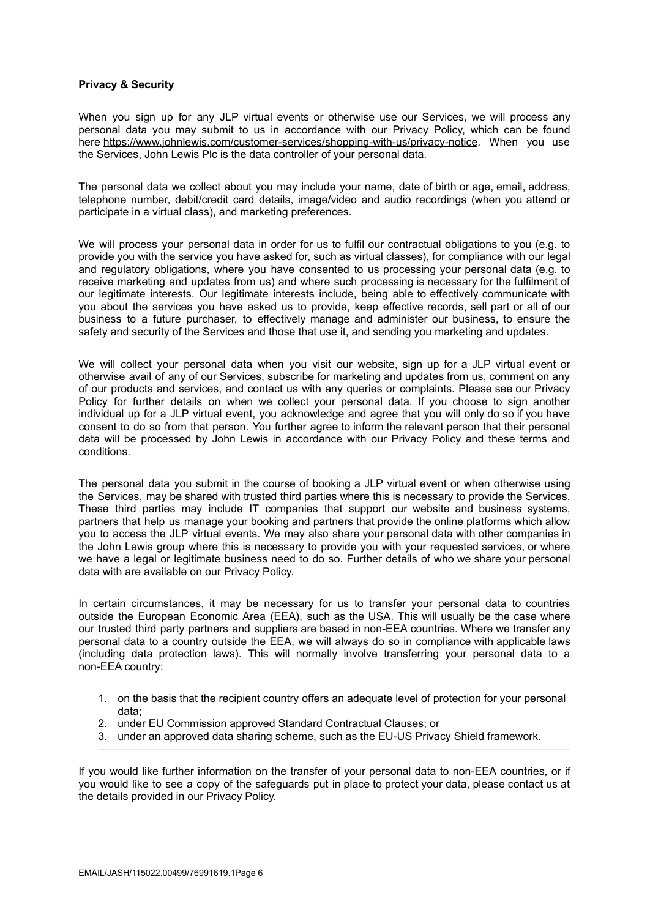**Privacy & Security**

When you sign up for any JLP virtual events or otherwise use our Services, we will process any personal data you may submit to us in accordance with our Privacy Policy, which can be found here https://www.johnlewis.com/customer-services/shopping-with-us/privacy-notice. When you use the Services, John Lewis Plc is the data controller of your personal data.

The personal data we collect about you may include your name, date of birth or age, email, address, telephone number, debit/credit card details, image/video and audio recordings (when you attend or participate in a virtual class), and marketing preferences.

We will process your personal data in order for us to fulfil our contractual obligations to you (e.g. to provide you with the service you have asked for, such as virtual classes), for compliance with our legal and regulatory obligations, where you have consented to us processing your personal data (e.g. to receive marketing and updates from us) and where such processing is necessary for the fulfilment of our legitimate interests. Our legitimate interests include, being able to effectively communicate with you about the services you have asked us to provide, keep effective records, sell part or all of our business to a future purchaser, to effectively manage and administer our business, to ensure the safety and security of the Services and those that use it, and sending you marketing and updates.

We will collect your personal data when you visit our website, sign up for a JLP virtual event or otherwise avail of any of our Services, subscribe for marketing and updates from us, comment on any of our products and services, and contact us with any queries or complaints. Please see our Privacy Policy for further details on when we collect your personal data. If you choose to sign another individual up for a JLP virtual event, you acknowledge and agree that you will only do so if you have consent to do so from that person. You further agree to inform the relevant person that their personal data will be processed by John Lewis in accordance with our Privacy Policy and these terms and conditions.

The personal data you submit in the course of booking a JLP virtual event or when otherwise using the Services, may be shared with trusted third parties where this is necessary to provide the Services. These third parties may include IT companies that support our website and business systems, partners that help us manage your booking and partners that provide the online platforms which allow you to access the JLP virtual events. We may also share your personal data with other companies in the John Lewis group where this is necessary to provide you with your requested services, or where we have a legal or legitimate business need to do so. Further details of who we share your personal data with are available on our Privacy Policy.

In certain circumstances, it may be necessary for us to transfer your personal data to countries outside the European Economic Area (EEA), such as the USA. This will usually be the case where our trusted third party partners and suppliers are based in non-EEA countries. Where we transfer any personal data to a country outside the EEA, we will always do so in compliance with applicable laws (including data protection laws). This will normally involve transferring your personal data to a non-EEA country:

1. on the basis that the recipient country offers an adequate level of protection for your personal data;
2. under EU Commission approved Standard Contractual Clauses; or
3. under an approved data sharing scheme, such as the EU-US Privacy Shield framework.

If you would like further information on the transfer of your personal data to non-EEA countries, or if you would like to see a copy of the safeguards put in place to protect your data, please contact us at the details provided in our Privacy Policy.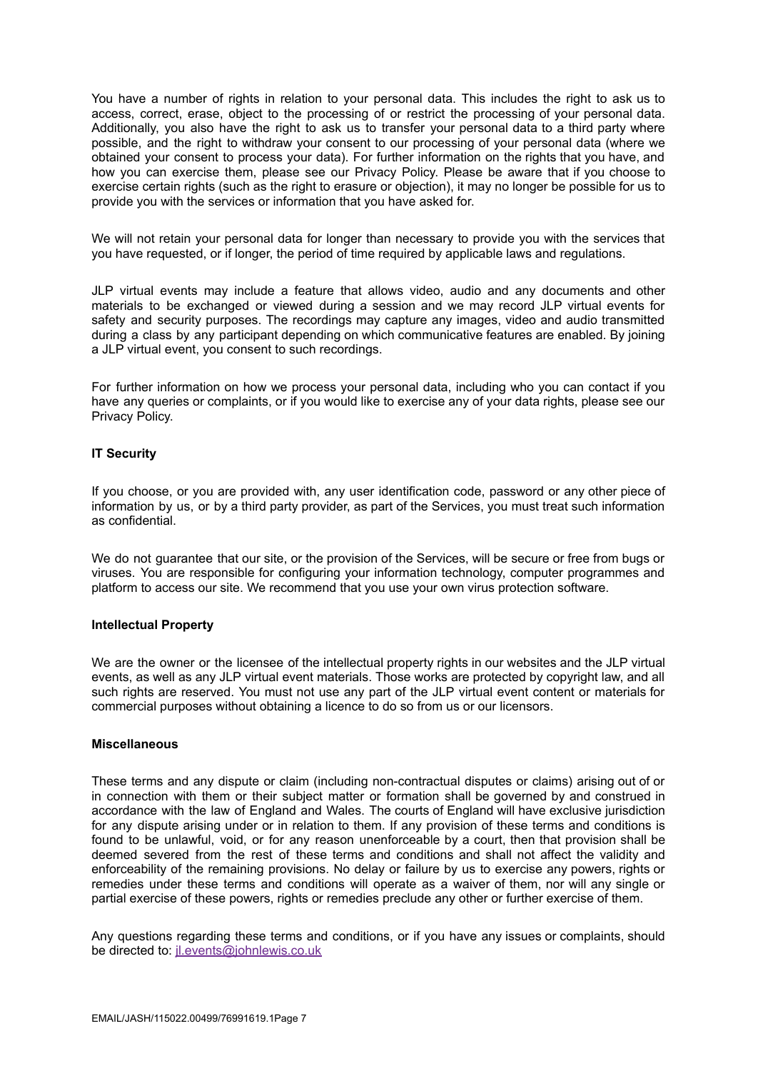You have a number of rights in relation to your personal data. This includes the right to ask us to access, correct, erase, object to the processing of or restrict the processing of your personal data. Additionally, you also have the right to ask us to transfer your personal data to a third party where possible, and the right to withdraw your consent to our processing of your personal data (where we obtained your consent to process your data). For further information on the rights that you have, and how you can exercise them, please see our Privacy Policy. Please be aware that if you choose to exercise certain rights (such as the right to erasure or objection), it may no longer be possible for us to provide you with the services or information that you have asked for.

We will not retain your personal data for longer than necessary to provide you with the services that you have requested, or if longer, the period of time required by applicable laws and regulations.

JLP virtual events may include a feature that allows video, audio and any documents and other materials to be exchanged or viewed during a session and we may record JLP virtual events for safety and security purposes. The recordings may capture any images, video and audio transmitted during a class by any participant depending on which communicative features are enabled. By joining a JLP virtual event, you consent to such recordings.

For further information on how we process your personal data, including who you can contact if you have any queries or complaints, or if you would like to exercise any of your data rights, please see our Privacy Policy.

**IT Security**

If you choose, or you are provided with, any user identification code, password or any other piece of information by us, or by a third party provider, as part of the Services, you must treat such information as confidential.

We do not guarantee that our site, or the provision of the Services, will be secure or free from bugs or viruses. You are responsible for configuring your information technology, computer programmes and platform to access our site. We recommend that you use your own virus protection software.

**Intellectual Property**

We are the owner or the licensee of the intellectual property rights in our websites and the JLP virtual events, as well as any JLP virtual event materials. Those works are protected by copyright law, and all such rights are reserved. You must not use any part of the JLP virtual event content or materials for commercial purposes without obtaining a licence to do so from us or our licensors.

**Miscellaneous**

These terms and any dispute or claim (including non-contractual disputes or claims) arising out of or in connection with them or their subject matter or formation shall be governed by and construed in accordance with the law of England and Wales. The courts of England will have exclusive jurisdiction for any dispute arising under or in relation to them. If any provision of these terms and conditions is found to be unlawful, void, or for any reason unenforceable by a court, then that provision shall be deemed severed from the rest of these terms and conditions and shall not affect the validity and enforceability of the remaining provisions. No delay or failure by us to exercise any powers, rights or remedies under these terms and conditions will operate as a waiver of them, nor will any single or partial exercise of these powers, rights or remedies preclude any other or further exercise of them.

Any questions regarding these terms and conditions, or if you have any issues or complaints, should be directed to: [jl.events@johnlewis.co.uk](mailto:jl.events@johnlewis.co.uk)

EMAIL/JASH/115022.00499/76991619.1